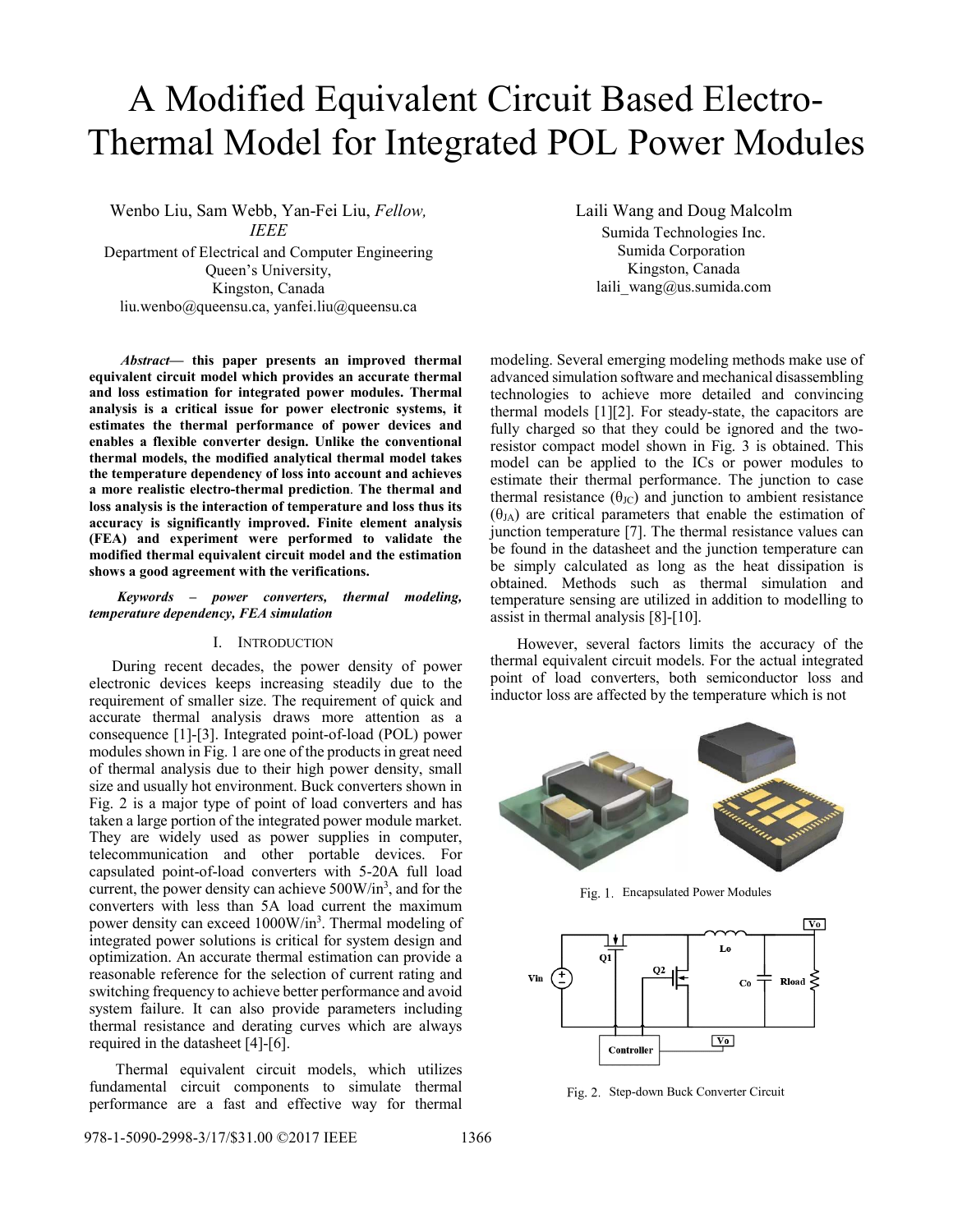# A Modified Equivalent Circuit Based Electro-Thermal Model for Integrated POL Power Modules

Wenbo Liu, Sam Webb, Yan-Fei Liu, *Fellow, IEEE*
Department of Electrical and Computer Engineering
Queen's University,
Kingston, Canada
liu.wenbo@queensu.ca, yanfei.liu@queensu.ca

Laili Wang and Doug Malcolm
Sumida Technologies Inc.
Sumida Corporation
Kingston, Canada
laili_wang@us.sumida.com

***Abstract*— this paper presents an improved thermal equivalent circuit model which provides an accurate thermal and loss estimation for integrated power modules. Thermal analysis is a critical issue for power electronic systems, it estimates the thermal performance of power devices and enables a flexible converter design. Unlike the conventional thermal models, the modified analytical thermal model takes the temperature dependency of loss into account and achieves a more realistic electro-thermal prediction. The thermal and loss analysis is the interaction of temperature and loss thus its accuracy is significantly improved. Finite element analysis (FEA) and experiment were performed to validate the modified thermal equivalent circuit model and the estimation shows a good agreement with the verifications.**

***Keywords – power converters, thermal modeling, temperature dependency, FEA simulation***

## I. INTRODUCTION

During recent decades, the power density of power electronic devices keeps increasing steadily due to the requirement of smaller size. The requirement of quick and accurate thermal analysis draws more attention as a consequence [1]-[3]. Integrated point-of-load (POL) power modules shown in Fig. 1 are one of the products in great need of thermal analysis due to their high power density, small size and usually hot environment. Buck converters shown in Fig. 2 is a major type of point of load converters and has taken a large portion of the integrated power module market. They are widely used as power supplies in computer, telecommunication and other portable devices. For capsulated point-of-load converters with 5-20A full load current, the power density can achieve 500W/in$^3$, and for the converters with less than 5A load current the maximum power density can exceed 1000W/in$^3$. Thermal modeling of integrated power solutions is critical for system design and optimization. An accurate thermal estimation can provide a reasonable reference for the selection of current rating and switching frequency to achieve better performance and avoid system failure. It can also provide parameters including thermal resistance and derating curves which are always required in the datasheet [4]-[6].

Thermal equivalent circuit models, which utilizes fundamental circuit components to simulate thermal performance are a fast and effective way for thermal modeling. Several emerging modeling methods make use of advanced simulation software and mechanical disassembling technologies to achieve more detailed and convincing thermal models [1][2]. For steady-state, the capacitors are fully charged so that they could be ignored and the two-resistor compact model shown in Fig. 3 is obtained. This model can be applied to the ICs or power modules to estimate their thermal performance. The junction to case thermal resistance ($\theta_{JC}$) and junction to ambient resistance ($\theta_{JA}$) are critical parameters that enable the estimation of junction temperature [7]. The thermal resistance values can be found in the datasheet and the junction temperature can be simply calculated as long as the heat dissipation is obtained. Methods such as thermal simulation and temperature sensing are utilized in addition to modelling to assist in thermal analysis [8]-[10].

However, several factors limits the accuracy of the thermal equivalent circuit models. For the actual integrated point of load converters, both semiconductor loss and inductor loss are affected by the temperature which is not

Fig. 1. Encapsulated Power Modules

Fig. 2. Step-down Buck Converter Circuit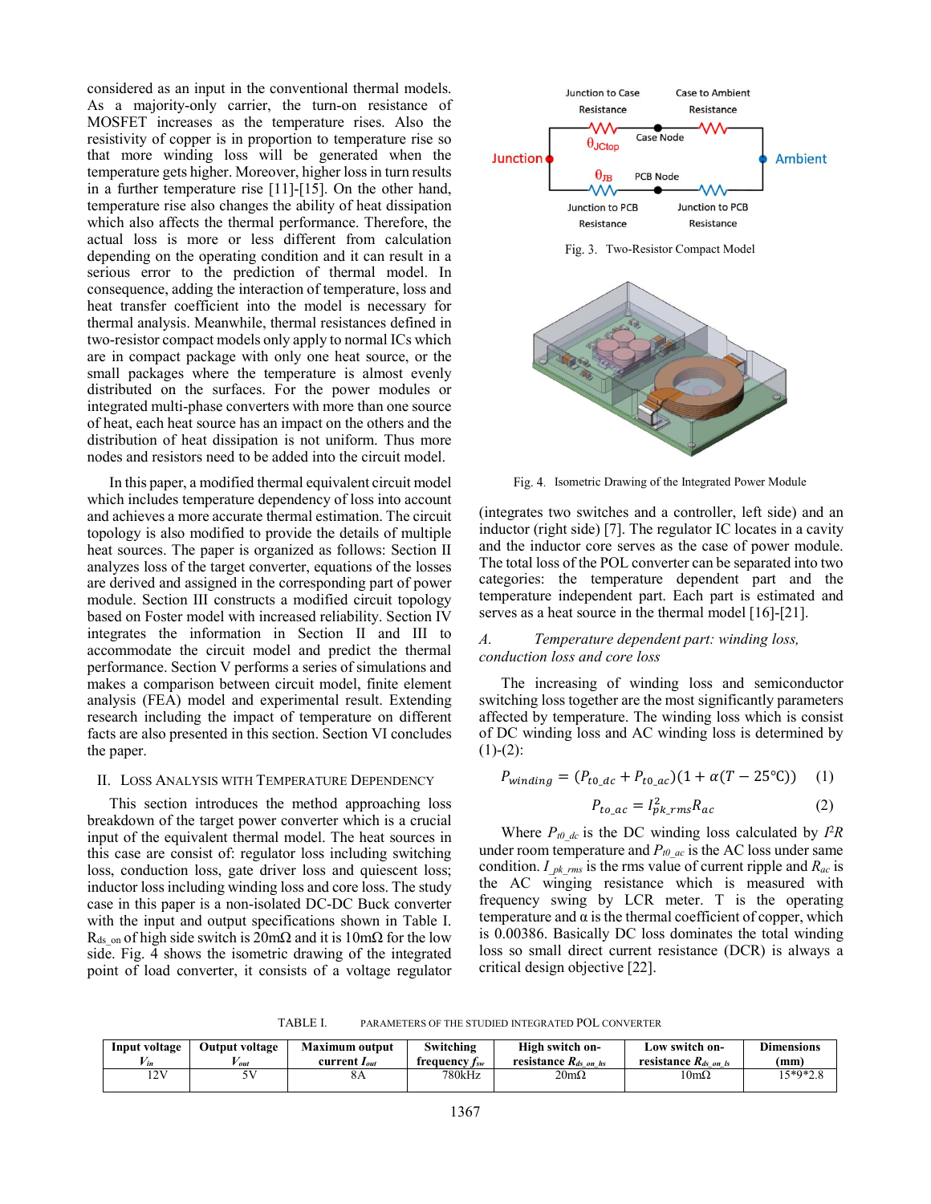considered as an input in the conventional thermal models. As a majority-only carrier, the turn-on resistance of MOSFET increases as the temperature rises. Also the resistivity of copper is in proportion to temperature rise so that more winding loss will be generated when the temperature gets higher. Moreover, higher loss in turn results in a further temperature rise [11]-[15]. On the other hand, temperature rise also changes the ability of heat dissipation which also affects the thermal performance. Therefore, the actual loss is more or less different from calculation depending on the operating condition and it can result in a serious error to the prediction of thermal model. In consequence, adding the interaction of temperature, loss and heat transfer coefficient into the model is necessary for thermal analysis. Meanwhile, thermal resistances defined in two-resistor compact models only apply to normal ICs which are in compact package with only one heat source, or the small packages where the temperature is almost evenly distributed on the surfaces. For the power modules or integrated multi-phase converters with more than one source of heat, each heat source has an impact on the others and the distribution of heat dissipation is not uniform. Thus more nodes and resistors need to be added into the circuit model.

In this paper, a modified thermal equivalent circuit model which includes temperature dependency of loss into account and achieves a more accurate thermal estimation. The circuit topology is also modified to provide the details of multiple heat sources. The paper is organized as follows: Section II analyzes loss of the target converter, equations of the losses are derived and assigned in the corresponding part of power module. Section III constructs a modified circuit topology based on Foster model with increased reliability. Section IV integrates the information in Section II and III to accommodate the circuit model and predict the thermal performance. Section V performs a series of simulations and makes a comparison between circuit model, finite element analysis (FEA) model and experimental result. Extending research including the impact of temperature on different facts are also presented in this section. Section VI concludes the paper.

## II. Loss Analysis with Temperature Dependency

This section introduces the method approaching loss breakdown of the target power converter which is a crucial input of the equivalent thermal model. The heat sources in this case are consist of: regulator loss including switching loss, conduction loss, gate driver loss and quiescent loss; inductor loss including winding loss and core loss. The study case in this paper is a non-isolated DC-DC Buck converter with the input and output specifications shown in Table I. $R_{ds\_on}$ of high side switch is 20mΩ and it is 10mΩ for the low side. Fig. 4 shows the isometric drawing of the integrated point of load converter, it consists of a voltage regulator

Junction to Case Resistance

Case to Ambient Resistance

Junction

$\theta_{JCtop}$

Case Node

Ambient

$\theta_{JB}$

PCB Node

Junction to PCB Resistance

Junction to PCB Resistance

Fig. 3. Two-Resistor Compact Model

Fig. 4. Isometric Drawing of the Integrated Power Module

(integrates two switches and a controller, left side) and an inductor (right side) [7]. The regulator IC locates in a cavity and the inductor core serves as the case of power module. The total loss of the POL converter can be separated into two categories: the temperature dependent part and the temperature independent part. Each part is estimated and serves as a heat source in the thermal model [16]-[21].

### *A. Temperature dependent part: winding loss, conduction loss and core loss*

The increasing of winding loss and semiconductor switching loss together are the most significantly parameters affected by temperature. The winding loss which is consist of DC winding loss and AC winding loss is determined by (1)-(2):

$$P_{winding} = (P_{t0\_dc} + P_{t0\_ac})(1 + \alpha(T - 25^{\circ}\mathrm{C})) \quad (1)$$

$$P_{to\_ac} = I_{pk\_rms}^2 R_{ac} \quad (2)$$

Where $P_{t0\_dc}$ is the DC winding loss calculated by $I^2R$ under room temperature and $P_{t0\_ac}$ is the AC loss under same condition. $I_{pk\_rms}$ is the rms value of current ripple and $R_{ac}$ is the AC winging resistance which is measured with frequency swing by LCR meter. T is the operating temperature and α is the thermal coefficient of copper, which is 0.00386. Basically DC loss dominates the total winding loss so small direct current resistance (DCR) is always a critical design objective [22].

TABLE I. Parameters of the Studied Integrated POL Converter

| Input voltage $V_{in}$ | Output voltage $V_{out}$ | Maximum output current $I_{out}$ | Switching frequency $f_{sw}$ | High switch on-resistance $R_{ds\_on\_hs}$ | Low switch on-resistance $R_{ds\_on\_ls}$ | Dimensions (mm) |
|---|---|---|---|---|---|---|
| 12V | 5V | 8A | 780kHz | 20mΩ | 10mΩ | 15\*9\*2.8 |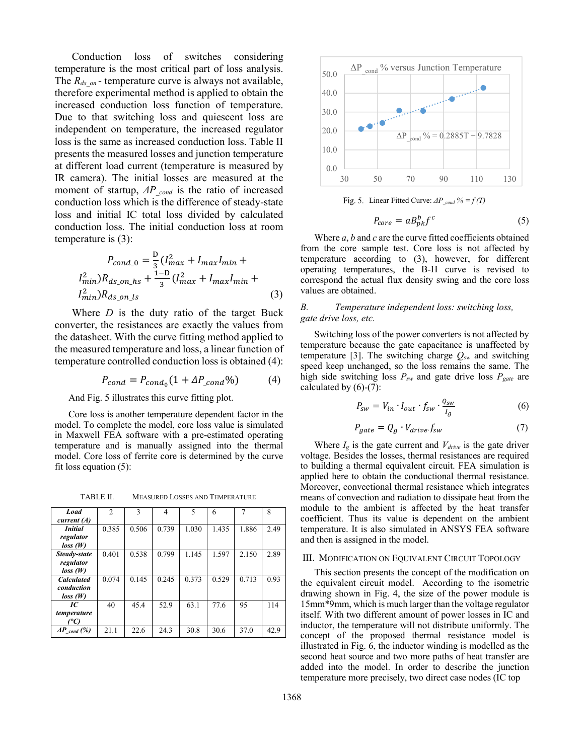Conduction loss of switches considering temperature is the most critical part of loss analysis. The $R_{ds\_on}$ - temperature curve is always not available, therefore experimental method is applied to obtain the increased conduction loss function of temperature. Due to that switching loss and quiescent loss are independent on temperature, the increased regulator loss is the same as increased conduction loss. Table II presents the measured losses and junction temperature at different load current (temperature is measured by IR camera). The initial losses are measured at the moment of startup, $\Delta P_{\_cond}$ is the ratio of increased conduction loss which is the difference of steady-state loss and initial IC total loss divided by calculated conduction loss. The initial conduction loss at room temperature is (3):

$$P_{cond\_0} = \frac{D}{3}(I_{max}^2 + I_{max}I_{min} + I_{min}^2)R_{ds\_on\_hs} + \frac{1-D}{3}(I_{max}^2 + I_{max}I_{min} + I_{min}^2)R_{ds\_on\_ls} \quad (3)$$

Where $D$ is the duty ratio of the target Buck converter, the resistances are exactly the values from the datasheet. With the curve fitting method applied to the measured temperature and loss, a linear function of temperature controlled conduction loss is obtained (4):

$$P_{cond} = P_{cond_0}(1 + \Delta P_{\_cond}\%) \quad (4)$$

And Fig. 5 illustrates this curve fitting plot.

Core loss is another temperature dependent factor in the model. To complete the model, core loss value is simulated in Maxwell FEA software with a pre-estimated operating temperature and is manually assigned into the thermal model. Core loss of ferrite core is determined by the curve fit loss equation (5):

TABLE II. MEASURED LOSSES AND TEMPERATURE

| ***Load current (A)*** | 2 | 3 | 4 | 5 | 6 | 7 | 8 |
|---|---|---|---|---|---|---|---|
| ***Initial regulator loss (W)*** | 0.385 | 0.506 | 0.739 | 1.030 | 1.435 | 1.886 | 2.49 |
| ***Steady-state regulator loss (W)*** | 0.401 | 0.538 | 0.799 | 1.145 | 1.597 | 2.150 | 2.89 |
| ***Calculated conduction loss (W)*** | 0.074 | 0.145 | 0.245 | 0.373 | 0.529 | 0.713 | 0.93 |
| ***IC temperature (°C)*** | 40 | 45.4 | 52.9 | 63.1 | 77.6 | 95 | 114 |
| ***$\Delta P_{\_cond}$ (%)*** | 21.1 | 22.6 | 24.3 | 30.8 | 30.6 | 37.0 | 42.9 |

Fig. 5. Linear Fitted Curve: $\Delta P_{\_cond}\% = f(T)$

$$P_{core} = aB_{pk}^b f^c \quad (5)$$

Where *a*, *b* and *c* are the curve fitted coefficients obtained from the core sample test. Core loss is not affected by temperature according to (3), however, for different operating temperatures, the B-H curve is revised to correspond the actual flux density swing and the core loss values are obtained.

### *B. Temperature independent loss: switching loss, gate drive loss, etc.*

Switching loss of the power converters is not affected by temperature because the gate capacitance is unaffected by temperature [3]. The switching charge $Q_{sw}$ and switching speed keep unchanged, so the loss remains the same. The high side switching loss $P_{sw}$ and gate drive loss $P_{gate}$ are calculated by (6)-(7):

$$P_{sw} = V_{in} \cdot I_{out} \cdot f_{sw} \cdot \frac{Q_{sw}}{I_g} \quad (6)$$

$$P_{gate} = Q_g \cdot V_{drive} \cdot f_{sw} \quad (7)$$

Where $I_g$ is the gate current and $V_{drive}$ is the gate driver voltage. Besides the losses, thermal resistances are required to building a thermal equivalent circuit. FEA simulation is applied here to obtain the conductional thermal resistance. Moreover, convectional thermal resistance which integrates means of convection and radiation to dissipate heat from the module to the ambient is affected by the heat transfer coefficient. Thus its value is dependent on the ambient temperature. It is also simulated in ANSYS FEA software and then is assigned in the model.

## III. MODIFICATION ON EQUIVALENT CIRCUIT TOPOLOGY

This section presents the concept of the modification on the equivalent circuit model. According to the isometric drawing shown in Fig. 4, the size of the power module is 15mm*9mm, which is much larger than the voltage regulator itself. With two different amount of power losses in IC and inductor, the temperature will not distribute uniformly. The concept of the proposed thermal resistance model is illustrated in Fig. 6, the inductor winding is modelled as the second heat source and two more paths of heat transfer are added into the model. In order to describe the junction temperature more precisely, two direct case nodes (IC top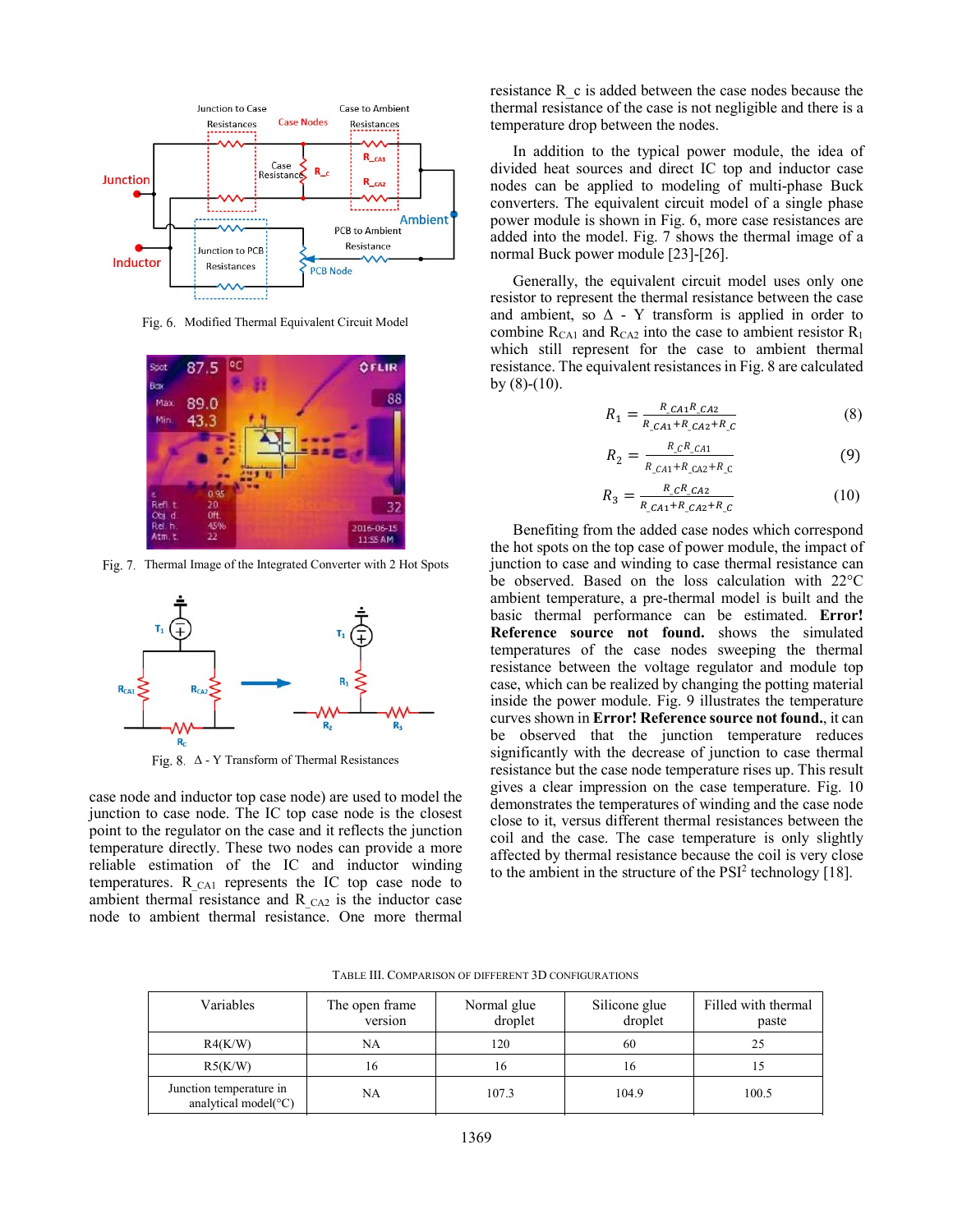Fig. 6. Modified Thermal Equivalent Circuit Model

Fig. 7. Thermal Image of the Integrated Converter with 2 Hot Spots

Fig. 8. Δ - Y Transform of Thermal Resistances

case node and inductor top case node) are used to model the junction to case node. The IC top case node is the closest point to the regulator on the case and it reflects the junction temperature directly. These two nodes can provide a more reliable estimation of the IC and inductor winding temperatures. $R_{\_CA1}$ represents the IC top case node to ambient thermal resistance and $R_{\_CA2}$ is the inductor case node to ambient thermal resistance. One more thermal resistance R_c is added between the case nodes because the thermal resistance of the case is not negligible and there is a temperature drop between the nodes.

In addition to the typical power module, the idea of divided heat sources and direct IC top and inductor case nodes can be applied to modeling of multi-phase Buck converters. The equivalent circuit model of a single phase power module is shown in Fig. 6, more case resistances are added into the model. Fig. 7 shows the thermal image of a normal Buck power module [23]-[26].

Generally, the equivalent circuit model uses only one resistor to represent the thermal resistance between the case and ambient, so Δ - Y transform is applied in order to combine $R_{CA1}$ and $R_{CA2}$ into the case to ambient resistor $R_1$ which still represent for the case to ambient thermal resistance. The equivalent resistances in Fig. 8 are calculated by (8)-(10).

$$R_1 = \frac{R_{\_CA1} R_{\_CA2}}{R_{\_CA1} + R_{\_CA2} + R_{\_C}} \tag{8}$$

$$R_2 = \frac{R_{\_C} R_{\_CA1}}{R_{\_CA1} + R_{\_CA2} + R_{\_C}} \tag{9}$$

$$R_3 = \frac{R_{\_C} R_{\_CA2}}{R_{\_CA1} + R_{\_CA2} + R_{\_C}} \tag{10}$$

Benefiting from the added case nodes which correspond the hot spots on the top case of power module, the impact of junction to case and winding to case thermal resistance can be observed. Based on the loss calculation with 22°C ambient temperature, a pre-thermal model is built and the basic thermal performance can be estimated. **Error! Reference source not found.** shows the simulated temperatures of the case nodes sweeping the thermal resistance between the voltage regulator and module top case, which can be realized by changing the potting material inside the power module. Fig. 9 illustrates the temperature curves shown in **Error! Reference source not found.**, it can be observed that the junction temperature reduces significantly with the decrease of junction to case thermal resistance but the case node temperature rises up. This result gives a clear impression on the case temperature. Fig. 10 demonstrates the temperatures of winding and the case node close to it, versus different thermal resistances between the coil and the case. The case temperature is only slightly affected by thermal resistance because the coil is very close to the ambient in the structure of the $PSI^2$ technology [18].

TABLE III. COMPARISON OF DIFFERENT 3D CONFIGURATIONS

| Variables | The open frame version | Normal glue droplet | Silicone glue droplet | Filled with thermal paste |
|---|---|---|---|---|
| R4(K/W) | NA | 120 | 60 | 25 |
| R5(K/W) | 16 | 16 | 16 | 15 |
| Junction temperature in analytical model(°C) | NA | 107.3 | 104.9 | 100.5 |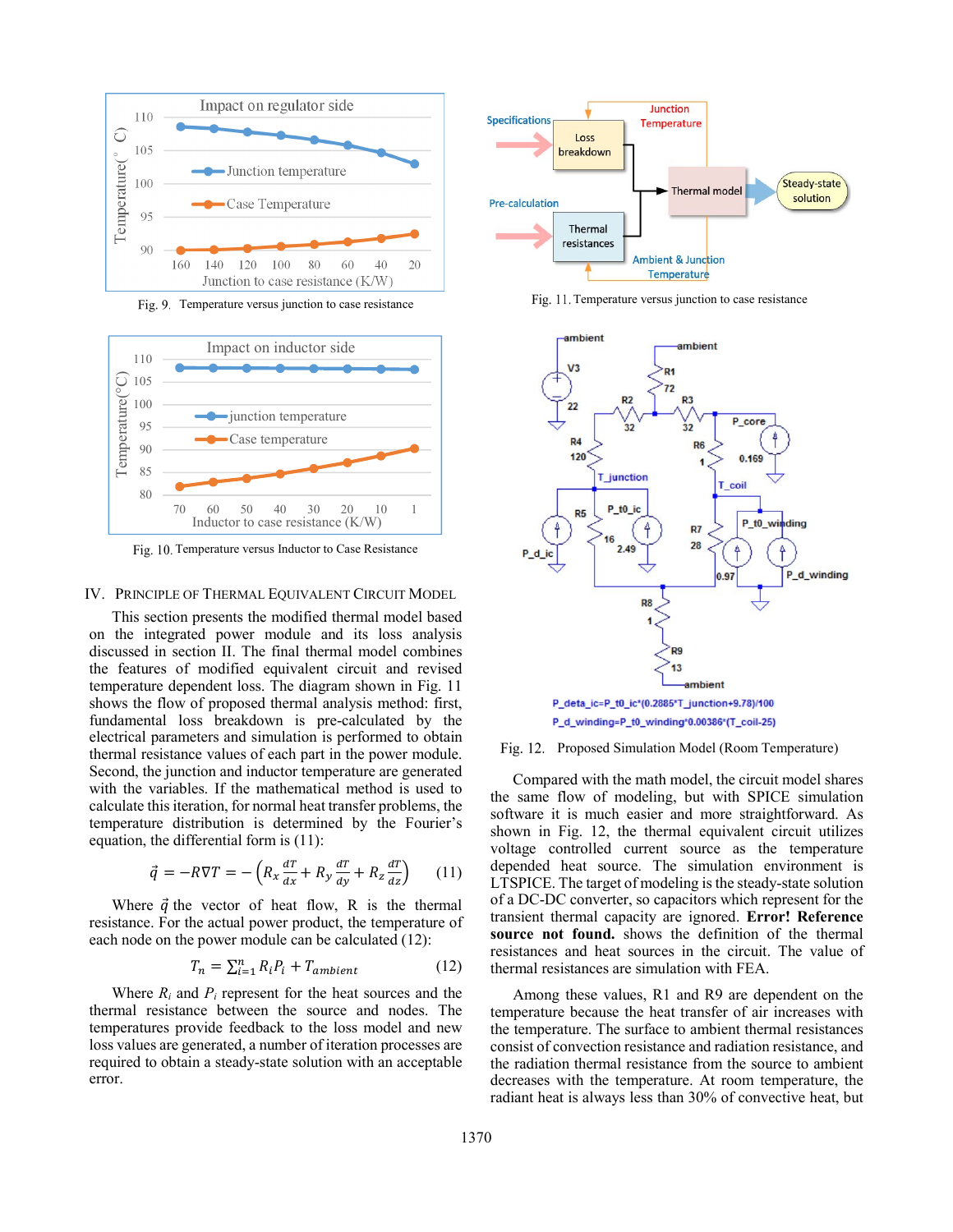Fig. 9. Temperature versus junction to case resistance

Fig. 10. Temperature versus Inductor to Case Resistance

## IV. Principle of Thermal Equivalent Circuit Model

This section presents the modified thermal model based on the integrated power module and its loss analysis discussed in section II. The final thermal model combines the features of modified equivalent circuit and revised temperature dependent loss. The diagram shown in Fig. 11 shows the flow of proposed thermal analysis method: first, fundamental loss breakdown is pre-calculated by the electrical parameters and simulation is performed to obtain thermal resistance values of each part in the power module. Second, the junction and inductor temperature are generated with the variables. If the mathematical method is used to calculate this iteration, for normal heat transfer problems, the temperature distribution is determined by the Fourier's equation, the differential form is (11):

$$\vec{q} = -R\nabla T = -\left(R_x \frac{dT}{dx} + R_y \frac{dT}{dy} + R_z \frac{dT}{dz}\right) \quad (11)$$

Where $\vec{q}$ the vector of heat flow, R is the thermal resistance. For the actual power product, the temperature of each node on the power module can be calculated (12):

$$T_n = \sum_{i=1}^{n} R_i P_i + T_{ambient} \quad (12)$$

Where $R_i$ and $P_i$ represent for the heat sources and the thermal resistance between the source and nodes. The temperatures provide feedback to the loss model and new loss values are generated, a number of iteration processes are required to obtain a steady-state solution with an acceptable error.

Fig. 11. Temperature versus junction to case resistance

Fig. 12. Proposed Simulation Model (Room Temperature)

Compared with the math model, the circuit model shares the same flow of modeling, but with SPICE simulation software it is much easier and more straightforward. As shown in Fig. 12, the thermal equivalent circuit utilizes voltage controlled current source as the temperature depended heat source. The simulation environment is LTSPICE. The target of modeling is the steady-state solution of a DC-DC converter, so capacitors which represent for the transient thermal capacity are ignored. **Error! Reference source not found.** shows the definition of the thermal resistances and heat sources in the circuit. The value of thermal resistances are simulation with FEA.

Among these values, R1 and R9 are dependent on the temperature because the heat transfer of air increases with the temperature. The surface to ambient thermal resistances consist of convection resistance and radiation resistance, and the radiation thermal resistance from the source to ambient decreases with the temperature. At room temperature, the radiant heat is always less than 30% of convective heat, but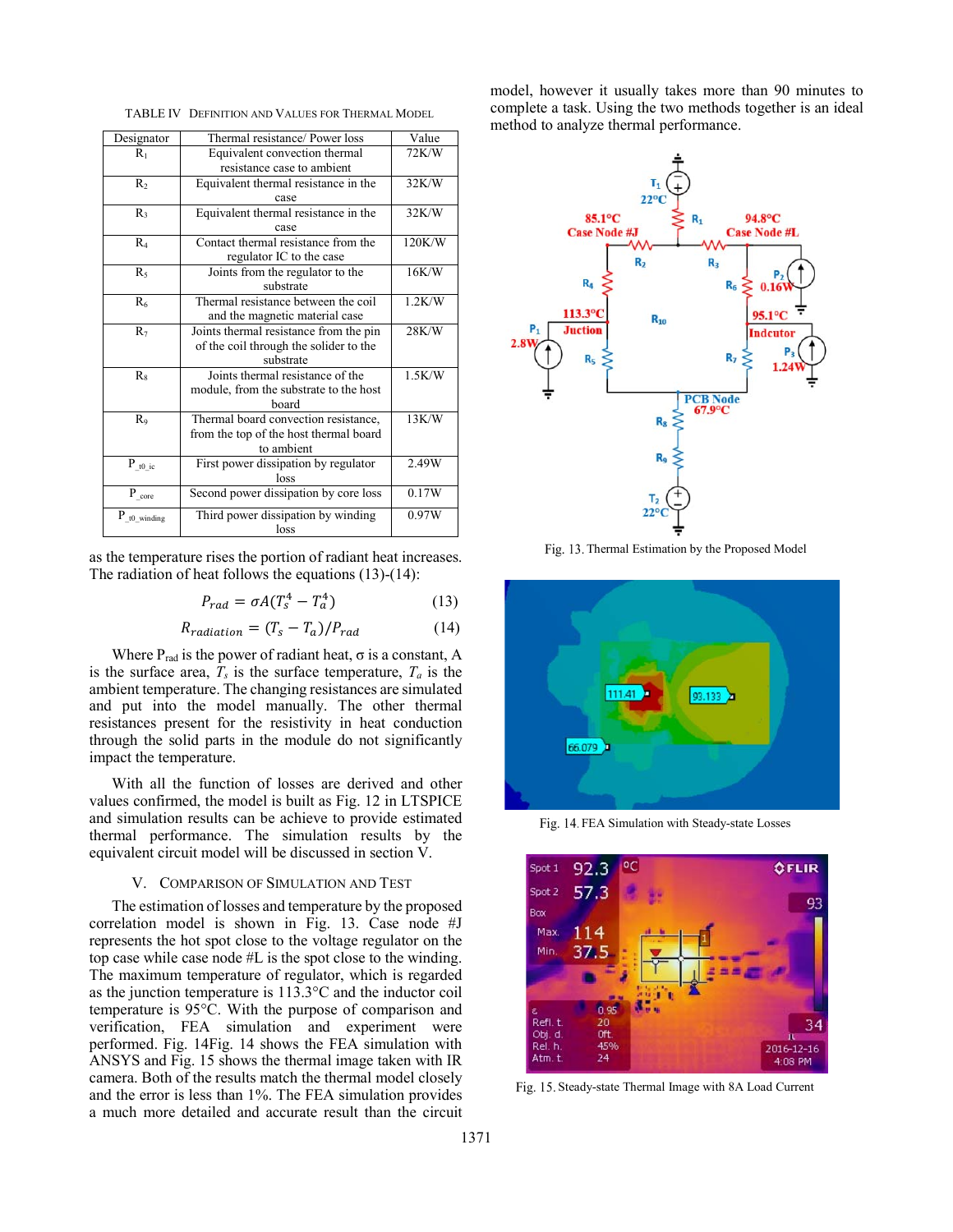TABLE IV DEFINITION AND VALUES FOR THERMAL MODEL

| Designator | Thermal resistance/ Power loss | Value |
|---|---|---|
| $R_1$ | Equivalent convection thermal resistance case to ambient | 72K/W |
| $R_2$ | Equivalent thermal resistance in the case | 32K/W |
| $R_3$ | Equivalent thermal resistance in the case | 32K/W |
| $R_4$ | Contact thermal resistance from the regulator IC to the case | 120K/W |
| $R_5$ | Joints from the regulator to the substrate | 16K/W |
| $R_6$ | Thermal resistance between the coil and the magnetic material case | 1.2K/W |
| $R_7$ | Joints thermal resistance from the pin of the coil through the solider to the substrate | 28K/W |
| $R_8$ | Joints thermal resistance of the module, from the substrate to the host board | 1.5K/W |
| $R_9$ | Thermal board convection resistance, from the top of the host thermal board to ambient | 13K/W |
| $P_{\_t0\_ic}$ | First power dissipation by regulator loss | 2.49W |
| $P_{\_core}$ | Second power dissipation by core loss | 0.17W |
| $P_{\_t0\_winding}$ | Third power dissipation by winding loss | 0.97W |

as the temperature rises the portion of radiant heat increases. The radiation of heat follows the equations (13)-(14):

$$P_{rad} = \sigma A(T_s^4 - T_a^4) \tag{13}$$

$$R_{radiation} = (T_s - T_a)/P_{rad} \tag{14}$$

Where $P_{rad}$ is the power of radiant heat, σ is a constant, A is the surface area, $T_s$ is the surface temperature, $T_a$ is the ambient temperature. The changing resistances are simulated and put into the model manually. The other thermal resistances present for the resistivity in heat conduction through the solid parts in the module do not significantly impact the temperature.

With all the function of losses are derived and other values confirmed, the model is built as Fig. 12 in LTSPICE and simulation results can be achieve to provide estimated thermal performance. The simulation results by the equivalent circuit model will be discussed in section V.

## V. COMPARISON OF SIMULATION AND TEST

The estimation of losses and temperature by the proposed correlation model is shown in Fig. 13. Case node #J represents the hot spot close to the voltage regulator on the top case while case node #L is the spot close to the winding. The maximum temperature of regulator, which is regarded as the junction temperature is 113.3°C and the inductor coil temperature is 95°C. With the purpose of comparison and verification, FEA simulation and experiment were performed. Fig. 14Fig. 14 shows the FEA simulation with ANSYS and Fig. 15 shows the thermal image taken with IR camera. Both of the results match the thermal model closely and the error is less than 1%. The FEA simulation provides a much more detailed and accurate result than the circuit model, however it usually takes more than 90 minutes to complete a task. Using the two methods together is an ideal method to analyze thermal performance.

Fig. 13. Thermal Estimation by the Proposed Model

Fig. 14. FEA Simulation with Steady-state Losses

Fig. 15. Steady-state Thermal Image with 8A Load Current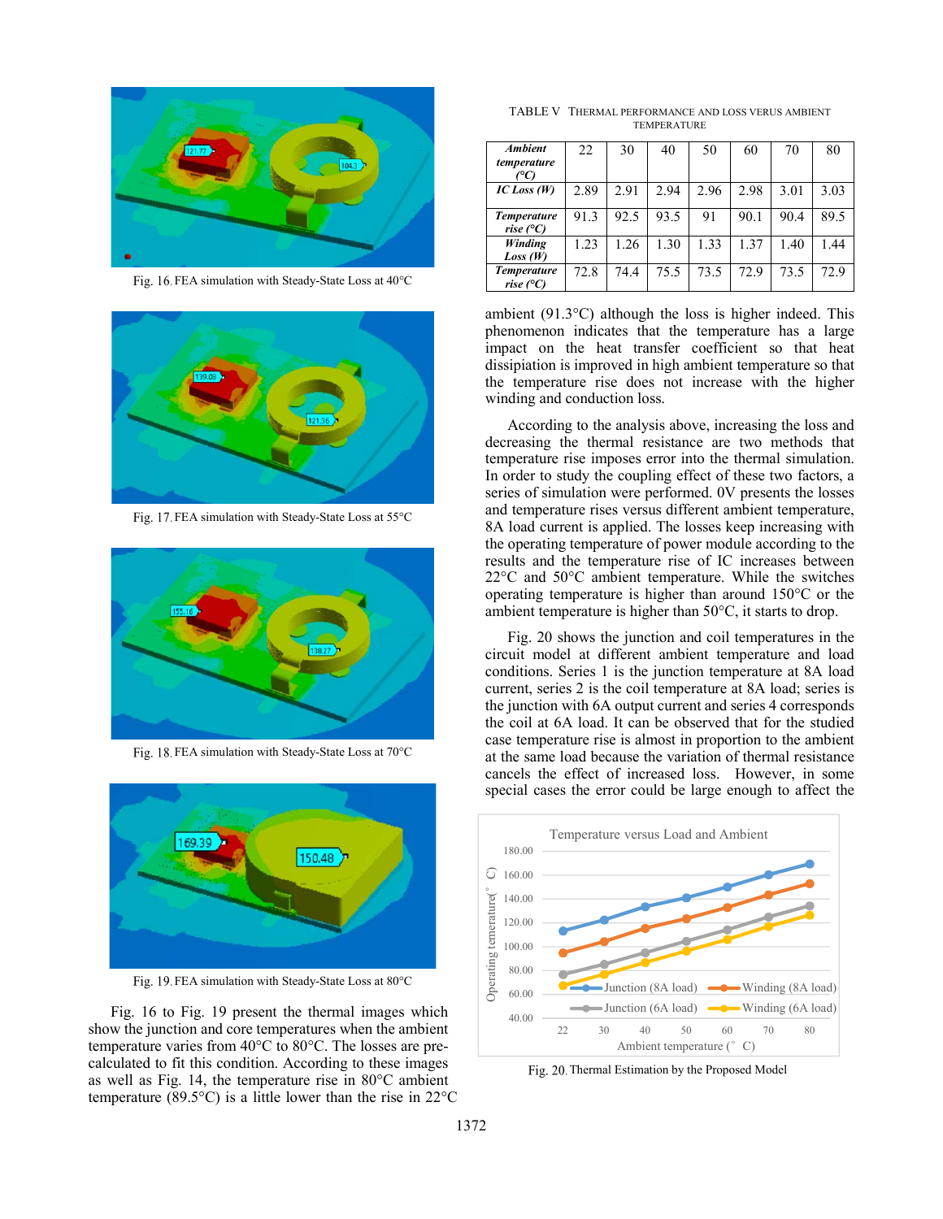Fig. 16. FEA simulation with Steady-State Loss at 40°C

Fig. 17. FEA simulation with Steady-State Loss at 55°C

Fig. 18. FEA simulation with Steady-State Loss at 70°C

Fig. 19. FEA simulation with Steady-State Loss at 80°C

Fig. 16 to Fig. 19 present the thermal images which show the junction and core temperatures when the ambient temperature varies from 40°C to 80°C. The losses are pre-calculated to fit this condition. According to these images as well as Fig. 14, the temperature rise in 80°C ambient temperature (89.5°C) is a little lower than the rise in 22°C ambient (91.3°C) although the loss is higher indeed. This phenomenon indicates that the temperature has a large impact on the heat transfer coefficient so that heat dissipation is improved in high ambient temperature so that the temperature rise does not increase with the higher winding and conduction loss.

TABLE V THERMAL PERFORMANCE AND LOSS VERUS AMBIENT TEMPERATURE

| *Ambient temperature (°C)* | 22 | 30 | 40 | 50 | 60 | 70 | 80 |
|---|---|---|---|---|---|---|---|
| *IC Loss (W)* | 2.89 | 2.91 | 2.94 | 2.96 | 2.98 | 3.01 | 3.03 |
| *Temperature rise (°C)* | 91.3 | 92.5 | 93.5 | 91 | 90.1 | 90.4 | 89.5 |
| *Winding Loss (W)* | 1.23 | 1.26 | 1.30 | 1.33 | 1.37 | 1.40 | 1.44 |
| *Temperature rise (°C)* | 72.8 | 74.4 | 75.5 | 73.5 | 72.9 | 73.5 | 72.9 |

According to the analysis above, increasing the loss and decreasing the thermal resistance are two methods that temperature rise imposes error into the thermal simulation. In order to study the coupling effect of these two factors, a series of simulation were performed. 0V presents the losses and temperature rises versus different ambient temperature, 8A load current is applied. The losses keep increasing with the operating temperature of power module according to the results and the temperature rise of IC increases between 22°C and 50°C ambient temperature. While the switches operating temperature is higher than around 150°C or the ambient temperature is higher than 50°C, it starts to drop.

Fig. 20 shows the junction and coil temperatures in the circuit model at different ambient temperature and load conditions. Series 1 is the junction temperature at 8A load current, series 2 is the coil temperature at 8A load; series is the junction with 6A output current and series 4 corresponds the coil at 6A load. It can be observed that for the studied case temperature rise is almost in proportion to the ambient at the same load because the variation of thermal resistance cancels the effect of increased loss. However, in some special cases the error could be large enough to affect the

Fig. 20. Thermal Estimation by the Proposed Model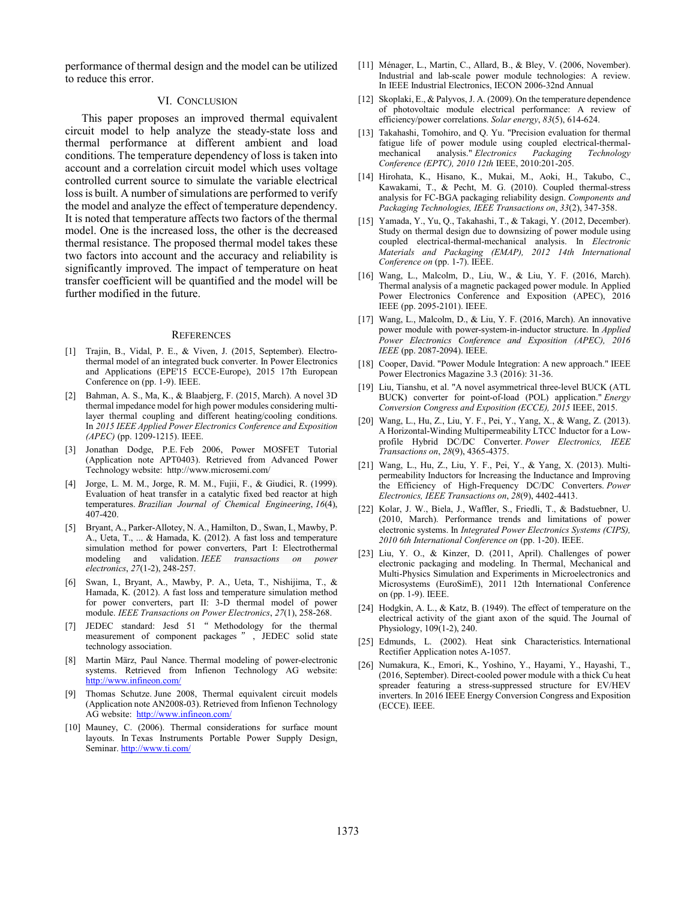performance of thermal design and the model can be utilized to reduce this error.

## VI. Conclusion

This paper proposes an improved thermal equivalent circuit model to help analyze the steady-state loss and thermal performance at different ambient and load conditions. The temperature dependency of loss is taken into account and a correlation circuit model which uses voltage controlled current source to simulate the variable electrical loss is built. A number of simulations are performed to verify the model and analyze the effect of temperature dependency. It is noted that temperature affects two factors of the thermal model. One is the increased loss, the other is the decreased thermal resistance. The proposed thermal model takes these two factors into account and the accuracy and reliability is significantly improved. The impact of temperature on heat transfer coefficient will be quantified and the model will be further modified in the future.

## References

[1] Trajin, B., Vidal, P. E., & Viven, J. (2015, September). Electro-thermal model of an integrated buck converter. In Power Electronics and Applications (EPE'15 ECCE-Europe), 2015 17th European Conference on (pp. 1-9). IEEE.

[2] Bahman, A. S., Ma, K., & Blaabjerg, F. (2015, March). A novel 3D thermal impedance model for high power modules considering multi-layer thermal coupling and different heating/cooling conditions. In *2015 IEEE Applied Power Electronics Conference and Exposition (APEC)* (pp. 1209-1215). IEEE.

[3] Jonathan Dodge, P.E. Feb 2006, Power MOSFET Tutorial (Application note APT0403). Retrieved from Advanced Power Technology website: http://www.microsemi.com/

[4] Jorge, L. M. M., Jorge, R. M. M., Fujii, F., & Giudici, R. (1999). Evaluation of heat transfer in a catalytic fixed bed reactor at high temperatures. *Brazilian Journal of Chemical Engineering*, *16*(4), 407-420.

[5] Bryant, A., Parker-Allotey, N. A., Hamilton, D., Swan, I., Mawby, P. A., Ueta, T., ... & Hamada, K. (2012). A fast loss and temperature simulation method for power converters, Part I: Electrothermal modeling and validation. *IEEE transactions on power electronics*, *27*(1-2), 248-257.

[6] Swan, I., Bryant, A., Mawby, P. A., Ueta, T., Nishijima, T., & Hamada, K. (2012). A fast loss and temperature simulation method for power converters, part II: 3-D thermal model of power module. *IEEE Transactions on Power Electronics*, *27*(1), 258-268.

[7] JEDEC standard: Jesd 51 " Methodology for the thermal measurement of component packages " , JEDEC solid state technology association.

[8] Martin März, Paul Nance. Thermal modeling of power-electronic systems. Retrieved from Infienon Technology AG website: http://www.infineon.com/

[9] Thomas Schutze. June 2008, Thermal equivalent circuit models (Application note AN2008-03). Retrieved from Infineon Technology AG website: http://www.infineon.com/

[10] Mauney, C. (2006). Thermal considerations for surface mount layouts. In Texas Instruments Portable Power Supply Design, Seminar. http://www.ti.com/

[11] Ménager, L., Martin, C., Allard, B., & Bley, V. (2006, November). Industrial and lab-scale power module technologies: A review. In IEEE Industrial Electronics, IECON 2006-32nd Annual

[12] Skoplaki, E., & Palyvos, J. A. (2009). On the temperature dependence of photovoltaic module electrical performance: A review of efficiency/power correlations. *Solar energy*, *83*(5), 614-624.

[13] Takahashi, Tomohiro, and Q. Yu. "Precision evaluation for thermal fatigue life of power module using coupled electrical-thermal-mechanical analysis." *Electronics Packaging Technology Conference (EPTC), 2010 12th* IEEE, 2010:201-205.

[14] Hirohata, K., Hisano, K., Mukai, M., Aoki, H., Takubo, C., Kawakami, T., & Pecht, M. G. (2010). Coupled thermal-stress analysis for FC-BGA packaging reliability design. *Components and Packaging Technologies, IEEE Transactions on*, *33*(2), 347-358.

[15] Yamada, Y., Yu, Q., Takahashi, T., & Takagi, Y. (2012, December). Study on thermal design due to downsizing of power module using coupled electrical-thermal-mechanical analysis. In *Electronic Materials and Packaging (EMAP), 2012 14th International Conference on* (pp. 1-7). IEEE.

[16] Wang, L., Malcolm, D., Liu, W., & Liu, Y. F. (2016, March). Thermal analysis of a magnetic packaged power module. In Applied Power Electronics Conference and Exposition (APEC), 2016 IEEE (pp. 2095-2101). IEEE.

[17] Wang, L., Malcolm, D., & Liu, Y. F. (2016, March). An innovative power module with power-system-in-inductor structure. In *Applied Power Electronics Conference and Exposition (APEC), 2016 IEEE* (pp. 2087-2094). IEEE.

[18] Cooper, David. "Power Module Integration: A new approach." IEEE Power Electronics Magazine 3.3 (2016): 31-36.

[19] Liu, Tianshu, et al. "A novel asymmetrical three-level BUCK (ATL BUCK) converter for point-of-load (POL) application." *Energy Conversion Congress and Exposition (ECCE), 2015* IEEE, 2015.

[20] Wang, L., Hu, Z., Liu, Y. F., Pei, Y., Yang, X., & Wang, Z. (2013). A Horizontal-Winding Multipermeability LTCC Inductor for a Low-profile Hybrid DC/DC Converter. *Power Electronics, IEEE Transactions on*, *28*(9), 4365-4375.

[21] Wang, L., Hu, Z., Liu, Y. F., Pei, Y., & Yang, X. (2013). Multi-permeability Inductors for Increasing the Inductance and Improving the Efficiency of High-Frequency DC/DC Converters. *Power Electronics, IEEE Transactions on*, *28*(9), 4402-4413.

[22] Kolar, J. W., Biela, J., Waffler, S., Friedli, T., & Badstuebner, U. (2010, March). Performance trends and limitations of power electronic systems. In *Integrated Power Electronics Systems (CIPS), 2010 6th International Conference on* (pp. 1-20). IEEE.

[23] Liu, Y. O., & Kinzer, D. (2011, April). Challenges of power electronic packaging and modeling. In Thermal, Mechanical and Multi-Physics Simulation and Experiments in Microelectronics and Microsystems (EuroSimE), 2011 12th International Conference on (pp. 1-9). IEEE.

[24] Hodgkin, A. L., & Katz, B. (1949). The effect of temperature on the electrical activity of the giant axon of the squid. The Journal of Physiology, 109(1-2), 240.

[25] Edmunds, L. (2002). Heat sink Characteristics. International Rectifier Application notes A-1057.

[26] Numakura, K., Emori, K., Yoshino, Y., Hayami, Y., Hayashi, T., (2016, September). Direct-cooled power module with a thick Cu heat spreader featuring a stress-suppressed structure for EV/HEV inverters. In 2016 IEEE Energy Conversion Congress and Exposition (ECCE). IEEE.